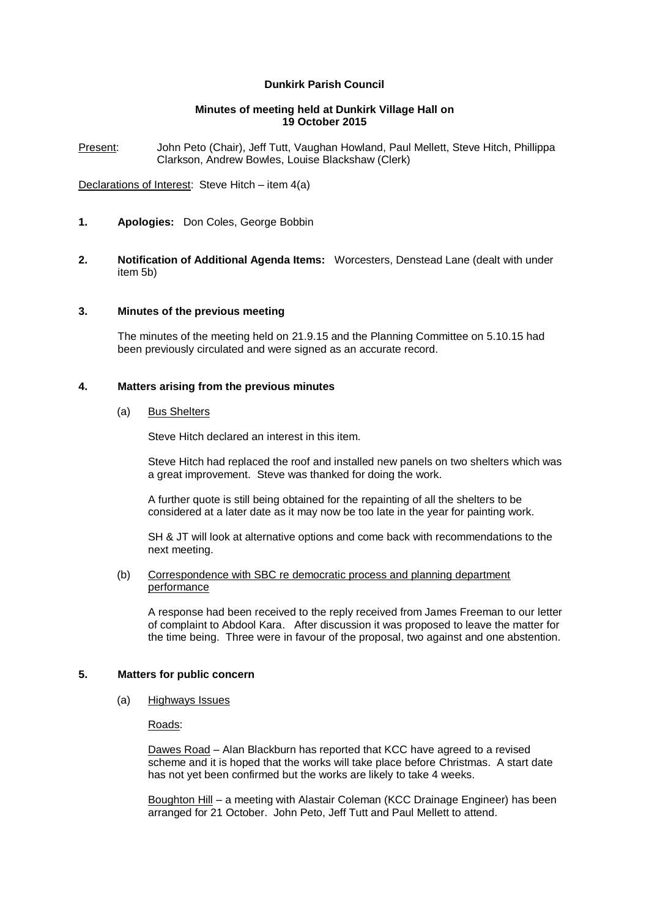**Dunkirk Parish Council**

**Minutes of meeting held at Dunkirk Village Hall on 19 October 2015**

Present: John Peto (Chair), Jeff Tutt, Vaughan Howland, Paul Mellett, Steve Hitch, Phillippa Clarkson, Andrew Bowles, Louise Blackshaw (Clerk)

Declarations of Interest: Steve Hitch – item 4(a)

**1. Apologies:** Don Coles, George Bobbin

**2. Notification of Additional Agenda Items:** Worcesters, Denstead Lane (dealt with under item 5b)

**3. Minutes of the previous meeting**

The minutes of the meeting held on 21.9.15 and the Planning Committee on 5.10.15 had been previously circulated and were signed as an accurate record.

**4. Matters arising from the previous minutes**

(a) Bus Shelters

Steve Hitch declared an interest in this item.

Steve Hitch had replaced the roof and installed new panels on two shelters which was a great improvement. Steve was thanked for doing the work.

A further quote is still being obtained for the repainting of all the shelters to be considered at a later date as it may now be too late in the year for painting work.

SH & JT will look at alternative options and come back with recommendations to the next meeting.

(b) Correspondence with SBC re democratic process and planning department performance

A response had been received to the reply received from James Freeman to our letter of complaint to Abdool Kara. After discussion it was proposed to leave the matter for the time being. Three were in favour of the proposal, two against and one abstention.

**5. Matters for public concern**

(a) Highways Issues

Roads:

Dawes Road – Alan Blackburn has reported that KCC have agreed to a revised scheme and it is hoped that the works will take place before Christmas. A start date has not yet been confirmed but the works are likely to take 4 weeks.

Boughton Hill – a meeting with Alastair Coleman (KCC Drainage Engineer) has been arranged for 21 October. John Peto, Jeff Tutt and Paul Mellett to attend.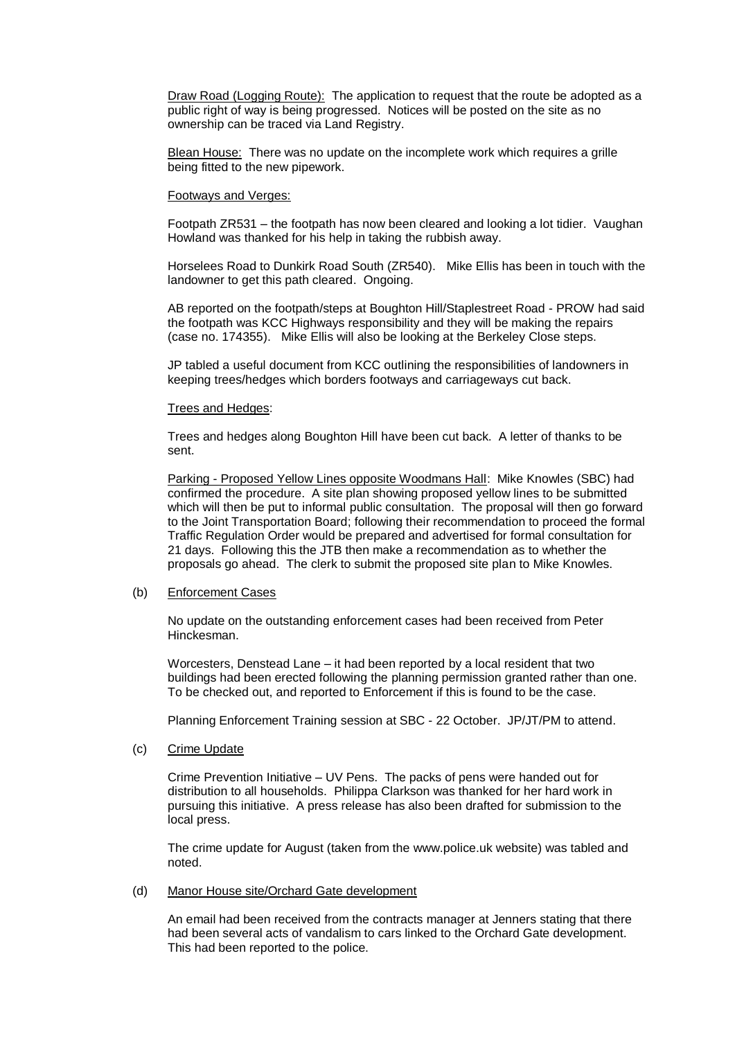Draw Road (Logging Route): The application to request that the route be adopted as a public right of way is being progressed. Notices will be posted on the site as no ownership can be traced via Land Registry.

Blean House: There was no update on the incomplete work which requires a grille being fitted to the new pipework.

Footways and Verges:

Footpath ZR531 – the footpath has now been cleared and looking a lot tidier. Vaughan Howland was thanked for his help in taking the rubbish away.

Horselees Road to Dunkirk Road South (ZR540). Mike Ellis has been in touch with the landowner to get this path cleared. Ongoing.

AB reported on the footpath/steps at Boughton Hill/Staplestreet Road - PROW had said the footpath was KCC Highways responsibility and they will be making the repairs (case no. 174355). Mike Ellis will also be looking at the Berkeley Close steps.

JP tabled a useful document from KCC outlining the responsibilities of landowners in keeping trees/hedges which borders footways and carriageways cut back.

Trees and Hedges:

Trees and hedges along Boughton Hill have been cut back. A letter of thanks to be sent.

Parking - Proposed Yellow Lines opposite Woodmans Hall: Mike Knowles (SBC) had confirmed the procedure. A site plan showing proposed yellow lines to be submitted which will then be put to informal public consultation. The proposal will then go forward to the Joint Transportation Board; following their recommendation to proceed the formal Traffic Regulation Order would be prepared and advertised for formal consultation for 21 days. Following this the JTB then make a recommendation as to whether the proposals go ahead. The clerk to submit the proposed site plan to Mike Knowles.

(b) Enforcement Cases

No update on the outstanding enforcement cases had been received from Peter Hinckesman.

Worcesters, Denstead Lane – it had been reported by a local resident that two buildings had been erected following the planning permission granted rather than one. To be checked out, and reported to Enforcement if this is found to be the case.

Planning Enforcement Training session at SBC - 22 October. JP/JT/PM to attend.

(c) Crime Update

Crime Prevention Initiative – UV Pens. The packs of pens were handed out for distribution to all households. Philippa Clarkson was thanked for her hard work in pursuing this initiative. A press release has also been drafted for submission to the local press.

The crime update for August (taken from the www.police.uk website) was tabled and noted.

(d) Manor House site/Orchard Gate development

An email had been received from the contracts manager at Jenners stating that there had been several acts of vandalism to cars linked to the Orchard Gate development. This had been reported to the police.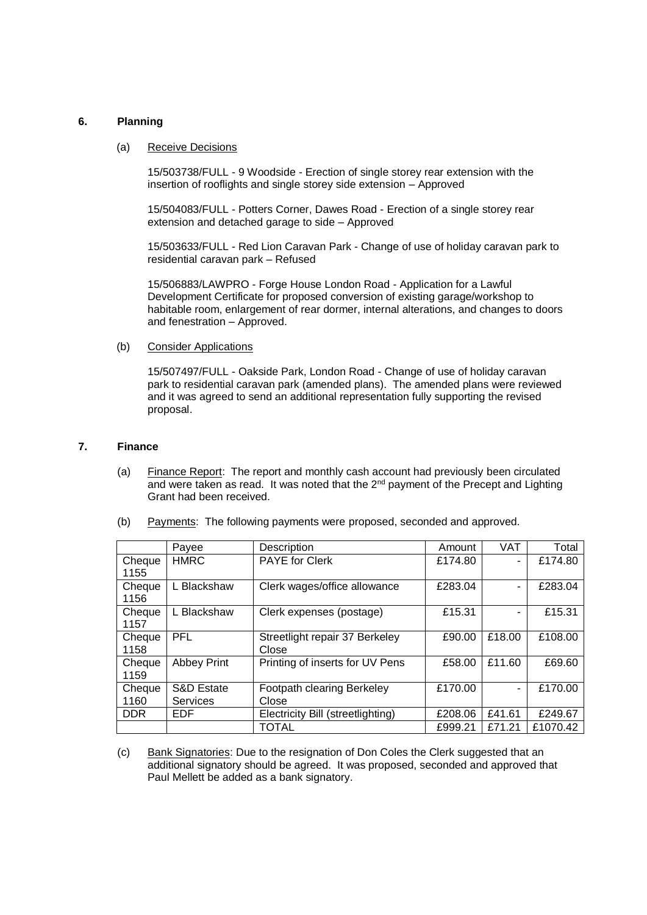## 6. Planning

(a) Receive Decisions

15/503738/FULL - 9 Woodside - Erection of single storey rear extension with the insertion of rooflights and single storey side extension – Approved

15/504083/FULL - Potters Corner, Dawes Road - Erection of a single storey rear extension and detached garage to side – Approved

15/503633/FULL - Red Lion Caravan Park - Change of use of holiday caravan park to residential caravan park – Refused

15/506883/LAWPRO - Forge House London Road - Application for a Lawful Development Certificate for proposed conversion of existing garage/workshop to habitable room, enlargement of rear dormer, internal alterations, and changes to doors and fenestration – Approved.

(b) Consider Applications

15/507497/FULL - Oakside Park, London Road - Change of use of holiday caravan park to residential caravan park (amended plans). The amended plans were reviewed and it was agreed to send an additional representation fully supporting the revised proposal.

## 7. Finance

(a) Finance Report: The report and monthly cash account had previously been circulated and were taken as read. It was noted that the 2nd payment of the Precept and Lighting Grant had been received.

(b) Payments: The following payments were proposed, seconded and approved.

| | Payee | Description | Amount | VAT | Total |
|---|---|---|---|---|---|
| Cheque 1155 | HMRC | PAYE for Clerk | £174.80 | - | £174.80 |
| Cheque 1156 | L Blackshaw | Clerk wages/office allowance | £283.04 | - | £283.04 |
| Cheque 1157 | L Blackshaw | Clerk expenses (postage) | £15.31 | - | £15.31 |
| Cheque 1158 | PFL | Streetlight repair 37 Berkeley Close | £90.00 | £18.00 | £108.00 |
| Cheque 1159 | Abbey Print | Printing of inserts for UV Pens | £58.00 | £11.60 | £69.60 |
| Cheque 1160 | S&D Estate Services | Footpath clearing Berkeley Close | £170.00 | - | £170.00 |
| DDR | EDF | Electricity Bill (streetlighting) | £208.06 | £41.61 | £249.67 |
| | | TOTAL | £999.21 | £71.21 | £1070.42 |

(c) Bank Signatories: Due to the resignation of Don Coles the Clerk suggested that an additional signatory should be agreed. It was proposed, seconded and approved that Paul Mellett be added as a bank signatory.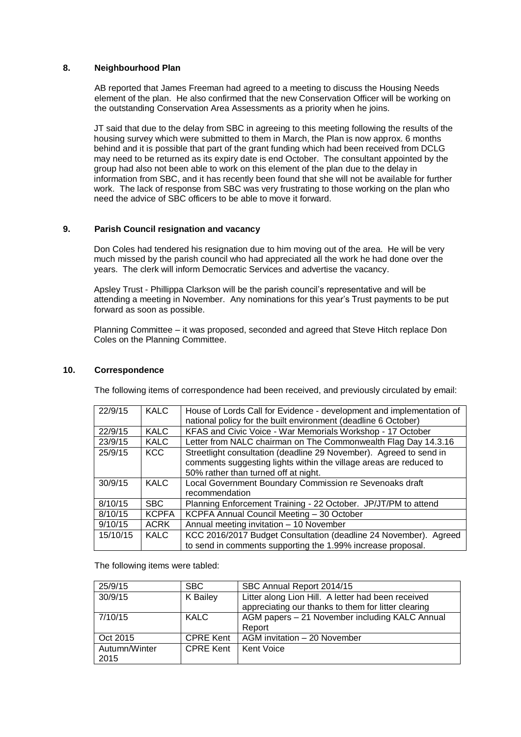## 8. Neighbourhood Plan

AB reported that James Freeman had agreed to a meeting to discuss the Housing Needs element of the plan. He also confirmed that the new Conservation Officer will be working on the outstanding Conservation Area Assessments as a priority when he joins.

JT said that due to the delay from SBC in agreeing to this meeting following the results of the housing survey which were submitted to them in March, the Plan is now approx. 6 months behind and it is possible that part of the grant funding which had been received from DCLG may need to be returned as its expiry date is end October. The consultant appointed by the group had also not been able to work on this element of the plan due to the delay in information from SBC, and it has recently been found that she will not be available for further work. The lack of response from SBC was very frustrating to those working on the plan who need the advice of SBC officers to be able to move it forward.

## 9. Parish Council resignation and vacancy

Don Coles had tendered his resignation due to him moving out of the area. He will be very much missed by the parish council who had appreciated all the work he had done over the years. The clerk will inform Democratic Services and advertise the vacancy.

Apsley Trust - Phillippa Clarkson will be the parish council's representative and will be attending a meeting in November. Any nominations for this year's Trust payments to be put forward as soon as possible.

Planning Committee – it was proposed, seconded and agreed that Steve Hitch replace Don Coles on the Planning Committee.

## 10. Correspondence

The following items of correspondence had been received, and previously circulated by email:

| 22/9/15 | KALC | House of Lords Call for Evidence - development and implementation of national policy for the built environment (deadline 6 October) |
|---|---|---|
| 22/9/15 | KALC | KFAS and Civic Voice - War Memorials Workshop - 17 October |
| 23/9/15 | KALC | Letter from NALC chairman on The Commonwealth Flag Day 14.3.16 |
| 25/9/15 | KCC | Streetlight consultation (deadline 29 November). Agreed to send in comments suggesting lights within the village areas are reduced to 50% rather than turned off at night. |
| 30/9/15 | KALC | Local Government Boundary Commission re Sevenoaks draft recommendation |
| 8/10/15 | SBC | Planning Enforcement Training - 22 October. JP/JT/PM to attend |
| 8/10/15 | KCPFA | KCPFA Annual Council Meeting – 30 October |
| 9/10/15 | ACRK | Annual meeting invitation – 10 November |
| 15/10/15 | KALC | KCC 2016/2017 Budget Consultation (deadline 24 November). Agreed to send in comments supporting the 1.99% increase proposal. |

The following items were tabled:

| 25/9/15 | SBC | SBC Annual Report 2014/15 |
|---|---|---|
| 30/9/15 | K Bailey | Litter along Lion Hill. A letter had been received appreciating our thanks to them for litter clearing |
| 7/10/15 | KALC | AGM papers – 21 November including KALC Annual Report |
| Oct 2015 | CPRE Kent | AGM invitation – 20 November |
| Autumn/Winter 2015 | CPRE Kent | Kent Voice |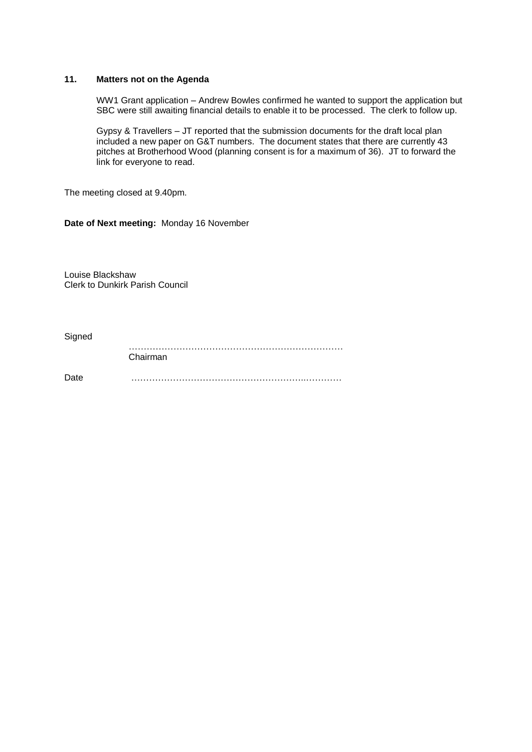## 11. Matters not on the Agenda

WW1 Grant application – Andrew Bowles confirmed he wanted to support the application but SBC were still awaiting financial details to enable it to be processed. The clerk to follow up.

Gypsy & Travellers – JT reported that the submission documents for the draft local plan included a new paper on G&T numbers. The document states that there are currently 43 pitches at Brotherhood Wood (planning consent is for a maximum of 36). JT to forward the link for everyone to read.

The meeting closed at 9.40pm.

**Date of Next meeting:** Monday 16 November

Louise Blackshaw
Clerk to Dunkirk Parish Council

Signed ………………………………………………………………
Chairman

Date ………………………………………………..…………